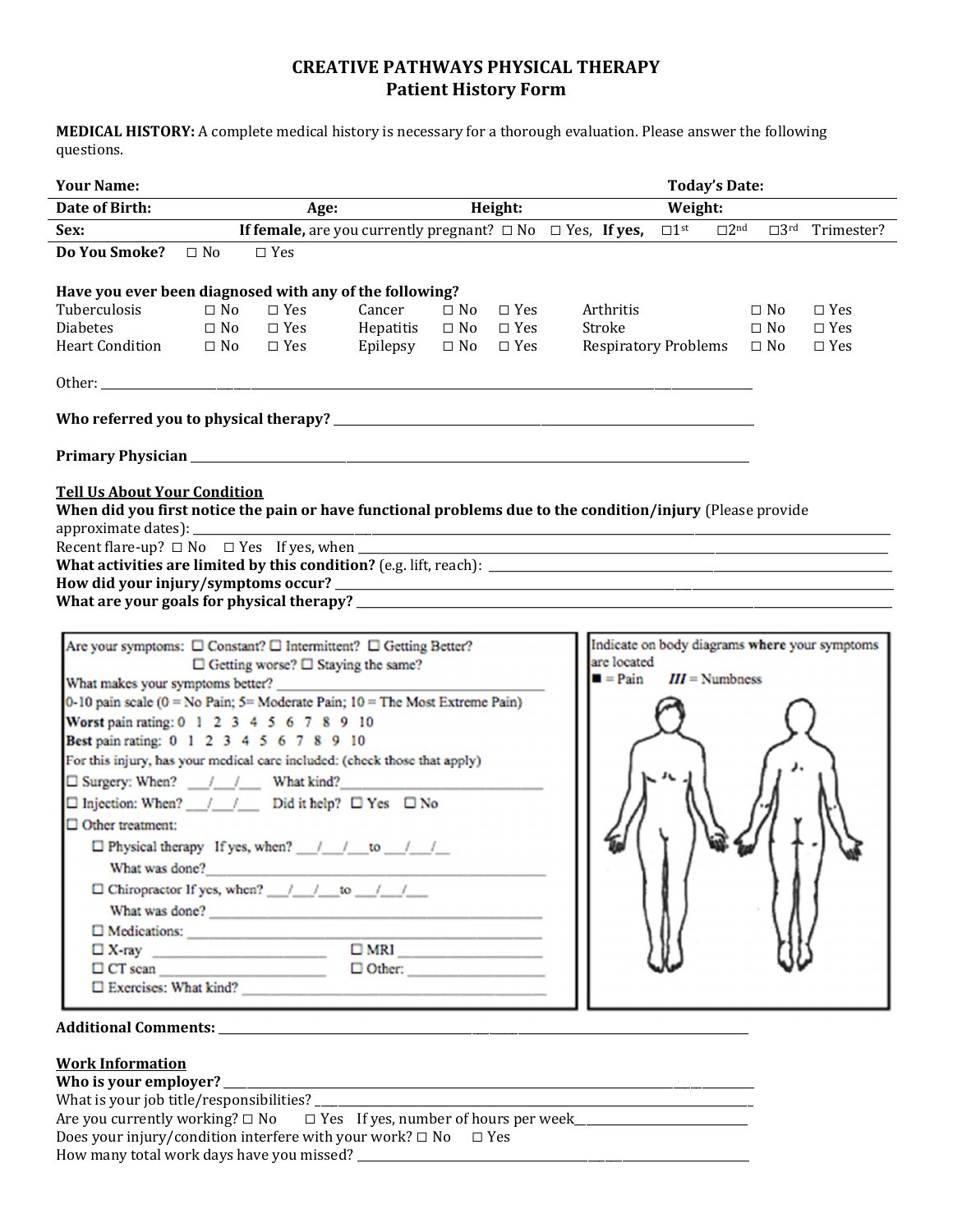# CREATIVE PATHWAYS PHYSICAL THERAPY
## Patient History Form

**MEDICAL HISTORY:** A complete medical history is necessary for a thorough evaluation. Please answer the following questions.

**Your Name:** **Today's Date:**

**Date of Birth:** **Age:** **Height:** **Weight:**

**Sex:** **If female,** are you currently pregnant? ☐ No ☐ Yes, **If yes,** ☐1st ☐2nd ☐3rd Trimester?

**Do You Smoke?** ☐ No ☐ Yes

**Have you ever been diagnosed with any of the following?**

| | | | | | | | | |
|---|---|---|---|---|---|---|---|---|
| Tuberculosis | ☐ No | ☐ Yes | Cancer | ☐ No | ☐ Yes | Arthritis | ☐ No | ☐ Yes |
| Diabetes | ☐ No | ☐ Yes | Hepatitis | ☐ No | ☐ Yes | Stroke | ☐ No | ☐ Yes |
| Heart Condition | ☐ No | ☐ Yes | Epilepsy | ☐ No | ☐ Yes | Respiratory Problems | ☐ No | ☐ Yes |

Other: ______________________________

**Who referred you to physical therapy?** ______________________________

**Primary Physician** ______________________________

**Tell Us About Your Condition**

**When did you first notice the pain or have functional problems due to the condition/injury** (Please provide approximate dates): ______________________________

Recent flare-up? ☐ No ☐ Yes If yes, when ______________________________

**What activities are limited by this condition?** (e.g. lift, reach): ______________________________

**How did your injury/symptoms occur?** ______________________________

**What are your goals for physical therapy?** ______________________________

Are your symptoms: ☐ Constant? ☐ Intermittent? ☐ Getting Better? ☐ Getting worse? ☐ Staying the same?

What makes your symptoms better? ______________________________

0-10 pain scale (0 = No Pain; 5= Moderate Pain; 10 = The Most Extreme Pain)

**Worst** pain rating: 0 1 2 3 4 5 6 7 8 9 10

**Best** pain rating: 0 1 2 3 4 5 6 7 8 9 10

For this injury, has your medical care included: (check those that apply)

☐ Surgery: When? \_\_/\_\_/\_\_ What kind? ______________________________

☐ Injection: When? \_\_/\_\_/\_\_ Did it help? ☐ Yes ☐ No

☐ Other treatment:

- ☐ Physical therapy If yes, when? \_\_/\_\_/\_\_ to \_\_/\_\_/\_\_
  What was done? ______________________________
- ☐ Chiropractor If yes, when? \_\_/\_\_/\_\_ to \_\_/\_\_/\_\_
  What was done? ______________________________
- ☐ Medications: ______________________________
- ☐ X-ray ____________ ☐ MRI ____________
- ☐ CT scan ____________ ☐ Other: ____________
- ☐ Exercises: What kind? ______________________________

Indicate on body diagrams **where** your symptoms are located
■ = Pain ***III*** = Numbness

**Additional Comments:** ______________________________

**Work Information**

**Who is your employer?** ______________________________

What is your job title/responsibilities? ______________________________

Are you currently working? ☐ No ☐ Yes If yes, number of hours per week______________

Does your injury/condition interfere with your work? ☐ No ☐ Yes

How many total work days have you missed? ______________________________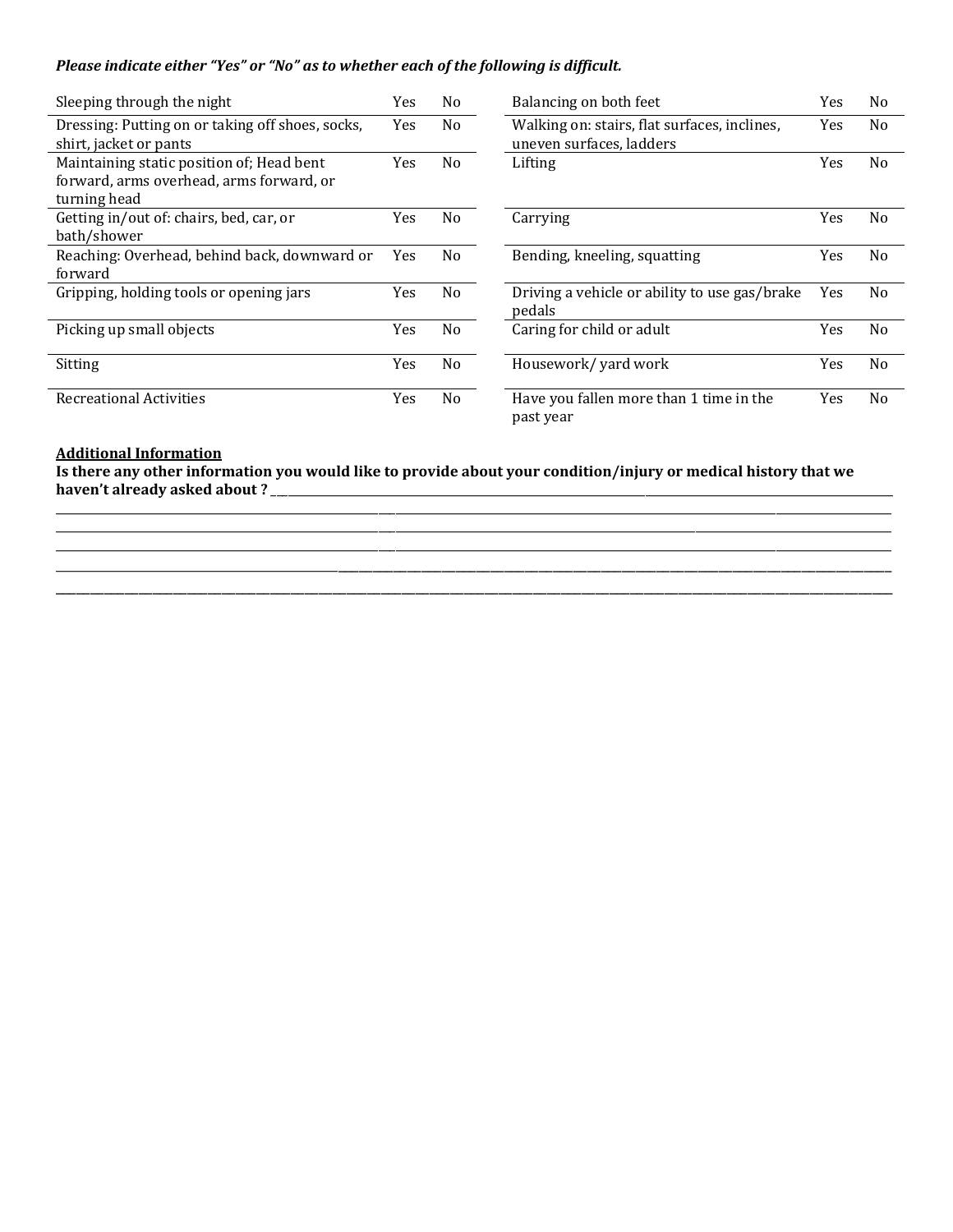***Please indicate either "Yes" or "No" as to whether each of the following is difficult.***

| | | | | | |
|---|---|---|---|---|---|
| Sleeping through the night | Yes | No | Balancing on both feet | Yes | No |
| Dressing: Putting on or taking off shoes, socks, shirt, jacket or pants | Yes | No | Walking on: stairs, flat surfaces, inclines, uneven surfaces, ladders | Yes | No |
| Maintaining static position of; Head bent forward, arms overhead, arms forward, or turning head | Yes | No | Lifting | Yes | No |
| Getting in/out of: chairs, bed, car, or bath/shower | Yes | No | Carrying | Yes | No |
| Reaching: Overhead, behind back, downward or forward | Yes | No | Bending, kneeling, squatting | Yes | No |
| Gripping, holding tools or opening jars | Yes | No | Driving a vehicle or ability to use gas/brake pedals | Yes | No |
| Picking up small objects | Yes | No | Caring for child or adult | Yes | No |
| Sitting | Yes | No | Housework/ yard work | Yes | No |
| Recreational Activities | Yes | No | Have you fallen more than 1 time in the past year | Yes | No |

<u>**Additional Information**</u>

**Is there any other information you would like to provide about your condition/injury or medical history that we haven't already asked about ?** ____________________________________________________________________________________________
____________________________________________________________________________________________________________
____________________________________________________________________________________________________________
____________________________________________________________________________________________________________
____________________________________________________________________________________________________________
____________________________________________________________________________________________________________